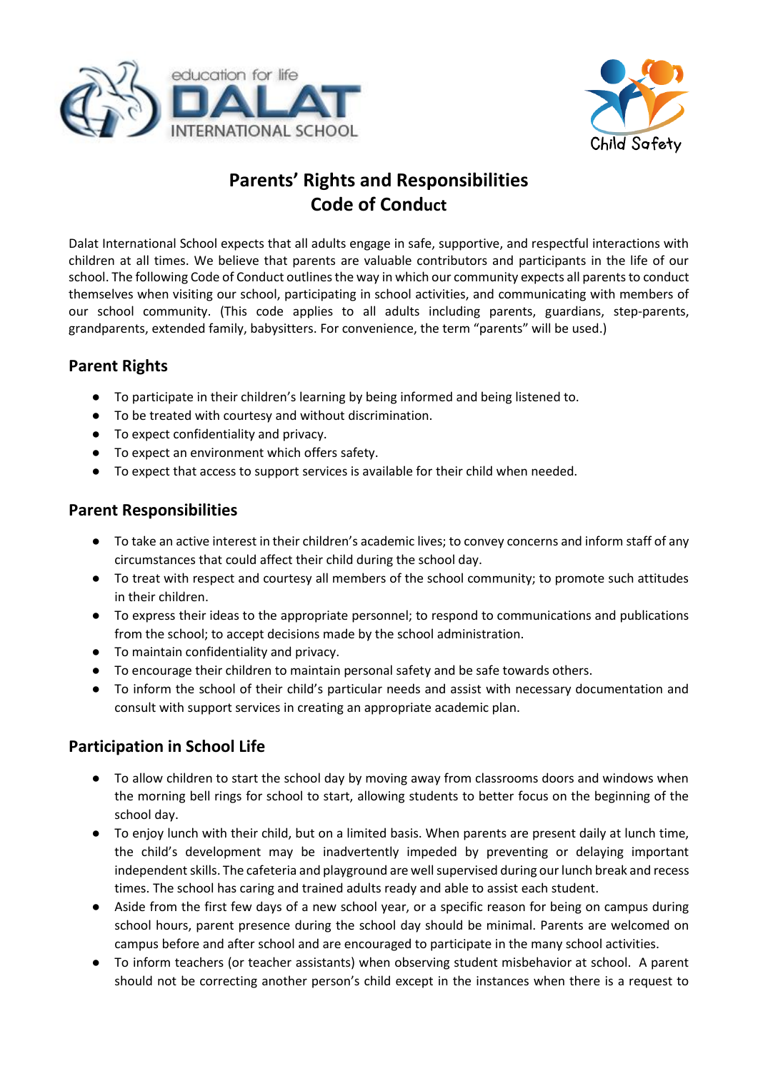# Parents' Rights and Responsibilities
# Code of Conduct

Dalat International School expects that all adults engage in safe, supportive, and respectful interactions with children at all times. We believe that parents are valuable contributors and participants in the life of our school. The following Code of Conduct outlines the way in which our community expects all parents to conduct themselves when visiting our school, participating in school activities, and communicating with members of our school community. (This code applies to all adults including parents, guardians, step-parents, grandparents, extended family, babysitters. For convenience, the term "parents" will be used.)

## Parent Rights

- To participate in their children's learning by being informed and being listened to.
- To be treated with courtesy and without discrimination.
- To expect confidentiality and privacy.
- To expect an environment which offers safety.
- To expect that access to support services is available for their child when needed.

## Parent Responsibilities

- To take an active interest in their children's academic lives; to convey concerns and inform staff of any circumstances that could affect their child during the school day.
- To treat with respect and courtesy all members of the school community; to promote such attitudes in their children.
- To express their ideas to the appropriate personnel; to respond to communications and publications from the school; to accept decisions made by the school administration.
- To maintain confidentiality and privacy.
- To encourage their children to maintain personal safety and be safe towards others.
- To inform the school of their child's particular needs and assist with necessary documentation and consult with support services in creating an appropriate academic plan.

## Participation in School Life

- To allow children to start the school day by moving away from classrooms doors and windows when the morning bell rings for school to start, allowing students to better focus on the beginning of the school day.
- To enjoy lunch with their child, but on a limited basis. When parents are present daily at lunch time, the child's development may be inadvertently impeded by preventing or delaying important independent skills. The cafeteria and playground are well supervised during our lunch break and recess times. The school has caring and trained adults ready and able to assist each student.
- Aside from the first few days of a new school year, or a specific reason for being on campus during school hours, parent presence during the school day should be minimal. Parents are welcomed on campus before and after school and are encouraged to participate in the many school activities.
- To inform teachers (or teacher assistants) when observing student misbehavior at school. A parent should not be correcting another person's child except in the instances when there is a request to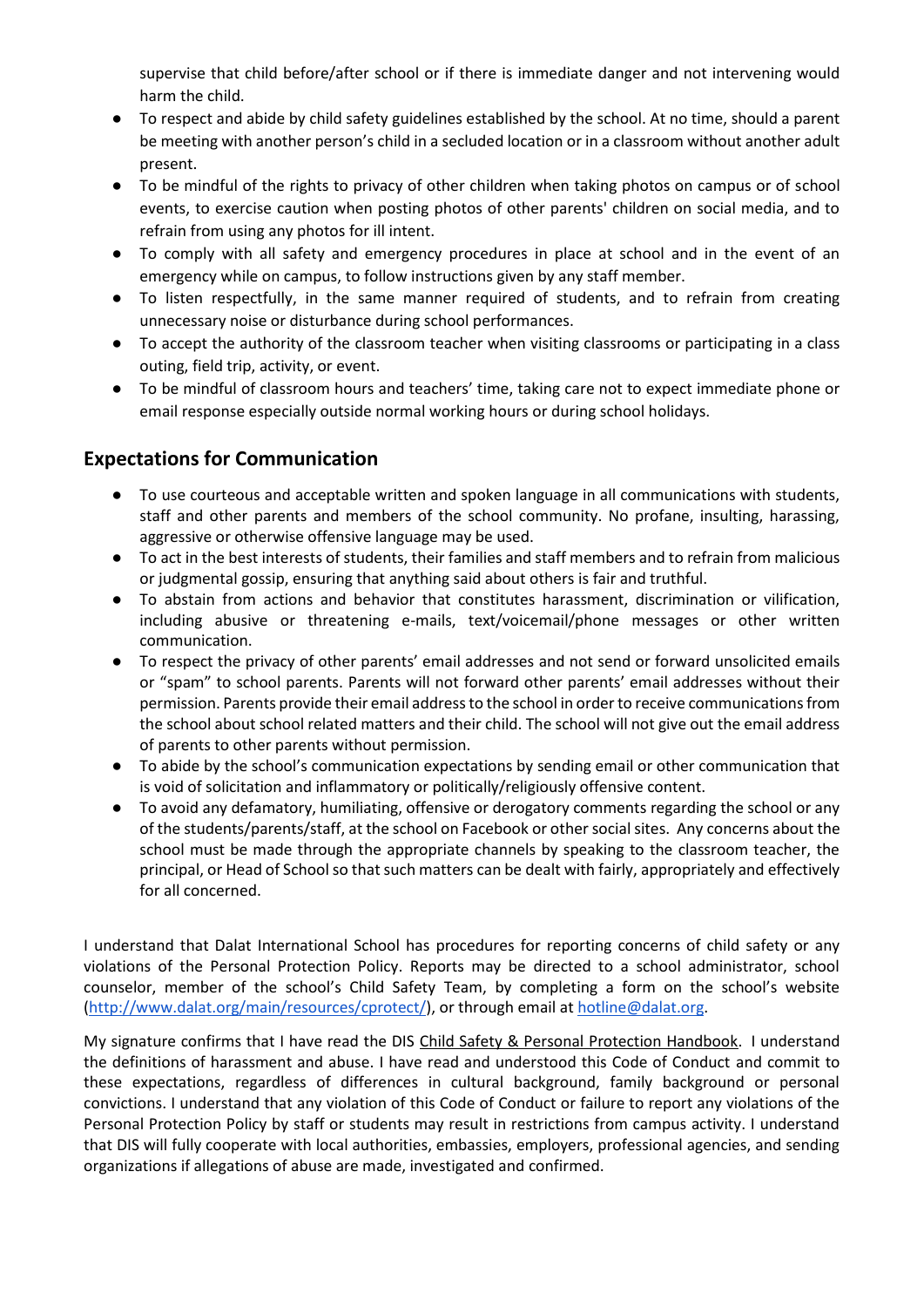supervise that child before/after school or if there is immediate danger and not intervening would harm the child.

- To respect and abide by child safety guidelines established by the school. At no time, should a parent be meeting with another person's child in a secluded location or in a classroom without another adult present.
- To be mindful of the rights to privacy of other children when taking photos on campus or of school events, to exercise caution when posting photos of other parents' children on social media, and to refrain from using any photos for ill intent.
- To comply with all safety and emergency procedures in place at school and in the event of an emergency while on campus, to follow instructions given by any staff member.
- To listen respectfully, in the same manner required of students, and to refrain from creating unnecessary noise or disturbance during school performances.
- To accept the authority of the classroom teacher when visiting classrooms or participating in a class outing, field trip, activity, or event.
- To be mindful of classroom hours and teachers' time, taking care not to expect immediate phone or email response especially outside normal working hours or during school holidays.

## Expectations for Communication

- To use courteous and acceptable written and spoken language in all communications with students, staff and other parents and members of the school community. No profane, insulting, harassing, aggressive or otherwise offensive language may be used.
- To act in the best interests of students, their families and staff members and to refrain from malicious or judgmental gossip, ensuring that anything said about others is fair and truthful.
- To abstain from actions and behavior that constitutes harassment, discrimination or vilification, including abusive or threatening e-mails, text/voicemail/phone messages or other written communication.
- To respect the privacy of other parents' email addresses and not send or forward unsolicited emails or "spam" to school parents. Parents will not forward other parents' email addresses without their permission. Parents provide their email address to the school in order to receive communications from the school about school related matters and their child. The school will not give out the email address of parents to other parents without permission.
- To abide by the school's communication expectations by sending email or other communication that is void of solicitation and inflammatory or politically/religiously offensive content.
- To avoid any defamatory, humiliating, offensive or derogatory comments regarding the school or any of the students/parents/staff, at the school on Facebook or other social sites. Any concerns about the school must be made through the appropriate channels by speaking to the classroom teacher, the principal, or Head of School so that such matters can be dealt with fairly, appropriately and effectively for all concerned.

I understand that Dalat International School has procedures for reporting concerns of child safety or any violations of the Personal Protection Policy. Reports may be directed to a school administrator, school counselor, member of the school's Child Safety Team, by completing a form on the school's website (http://www.dalat.org/main/resources/cprotect/), or through email at hotline@dalat.org.

My signature confirms that I have read the DIS Child Safety & Personal Protection Handbook. I understand the definitions of harassment and abuse. I have read and understood this Code of Conduct and commit to these expectations, regardless of differences in cultural background, family background or personal convictions. I understand that any violation of this Code of Conduct or failure to report any violations of the Personal Protection Policy by staff or students may result in restrictions from campus activity. I understand that DIS will fully cooperate with local authorities, embassies, employers, professional agencies, and sending organizations if allegations of abuse are made, investigated and confirmed.